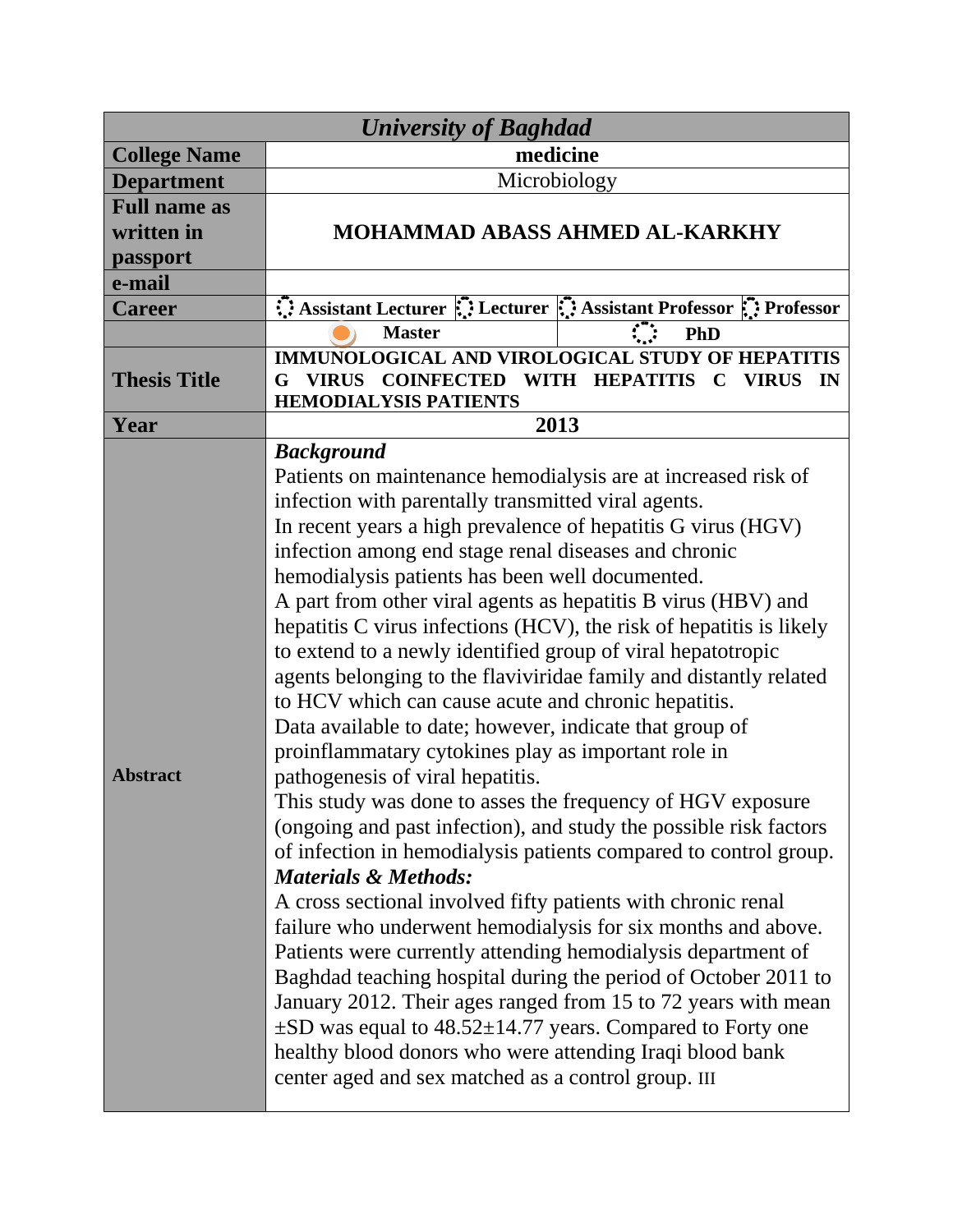| *University of Baghdad* | | |
|---|---|---|
| **College Name** | **medicine** | |
| **Department** | Microbiology | |
| **Full name as written in passport** | **MOHAMMAD ABASS AHMED AL-KARKHY** | |
| **e-mail** | | |
| **Career** | **Assistant Lecturer** ⃝ **Lecturer** ⃝ **Assistant Professor** ⃝ **Professor** ⃝ | |
| | ● **Master** | ⃝ **PhD** |
| **Thesis Title** | **IMMUNOLOGICAL AND VIROLOGICAL STUDY OF HEPATITIS G VIRUS COINFECTED WITH HEPATITIS C VIRUS IN HEMODIALYSIS PATIENTS** | |
| **Year** | **2013** | |
| **Abstract** | ***Background*** Patients on maintenance hemodialysis are at increased risk of infection with parentally transmitted viral agents. In recent years a high prevalence of hepatitis G virus (HGV) infection among end stage renal diseases and chronic hemodialysis patients has been well documented. A part from other viral agents as hepatitis B virus (HBV) and hepatitis C virus infections (HCV), the risk of hepatitis is likely to extend to a newly identified group of viral hepatotropic agents belonging to the flaviviridae family and distantly related to HCV which can cause acute and chronic hepatitis. Data available to date; however, indicate that group of proinflammatary cytokines play as important role in pathogenesis of viral hepatitis. This study was done to asses the frequency of HGV exposure (ongoing and past infection), and study the possible risk factors of infection in hemodialysis patients compared to control group. ***Materials & Methods:*** A cross sectional involved fifty patients with chronic renal failure who underwent hemodialysis for six months and above. Patients were currently attending hemodialysis department of Baghdad teaching hospital during the period of October 2011 to January 2012. Their ages ranged from 15 to 72 years with mean $\pm$SD was equal to $48.52\pm14.77$ years. Compared to Forty one healthy blood donors who were attending Iraqi blood bank center aged and sex matched as a control group. III | |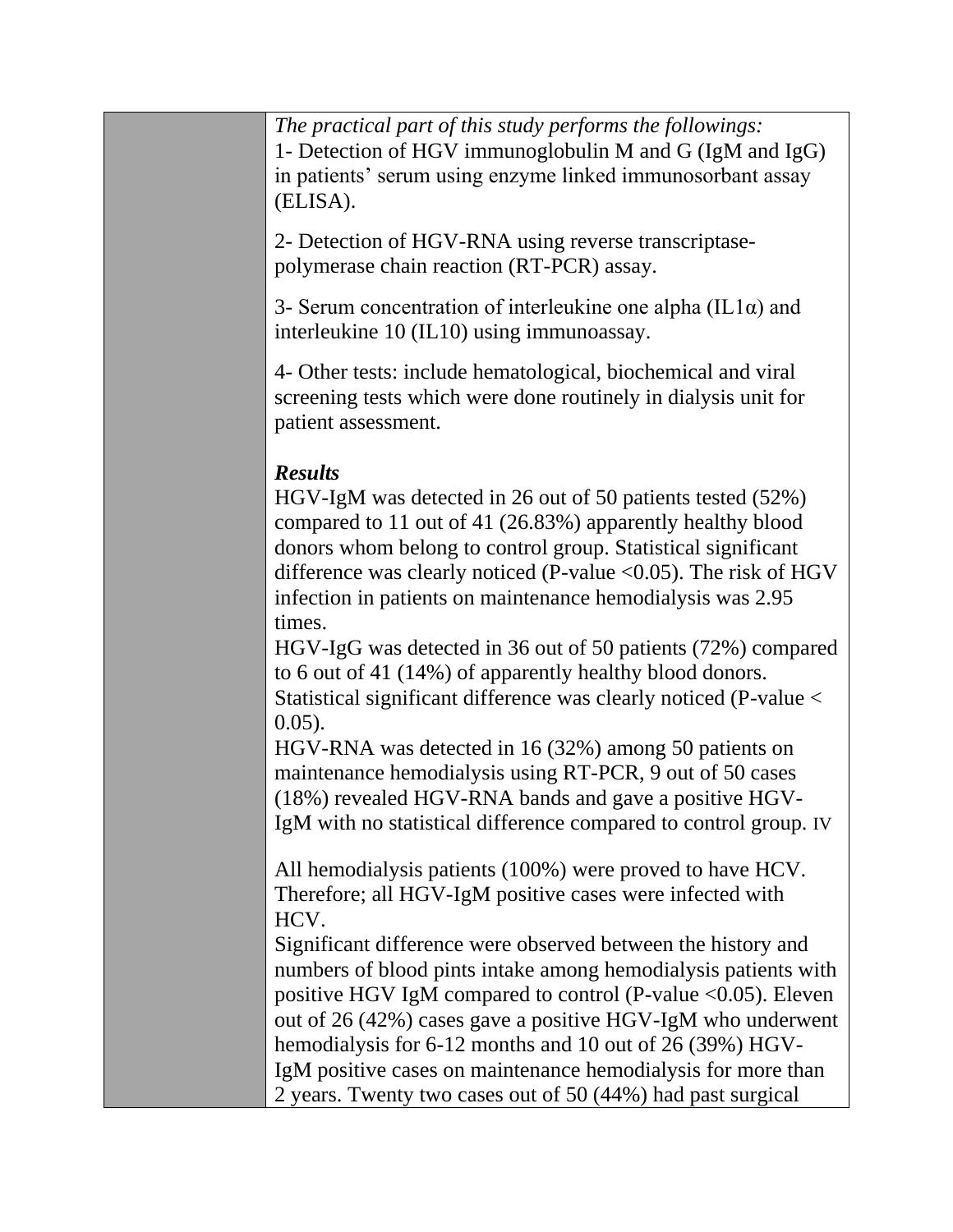*The practical part of this study performs the followings:*
1- Detection of HGV immunoglobulin M and G (IgM and IgG) in patients' serum using enzyme linked immunosorbant assay (ELISA).

2- Detection of HGV-RNA using reverse transcriptase-polymerase chain reaction (RT-PCR) assay.

3- Serum concentration of interleukine one alpha (IL1α) and interleukine 10 (IL10) using immunoassay.

4- Other tests: include hematological, biochemical and viral screening tests which were done routinely in dialysis unit for patient assessment.

***Results***

HGV-IgM was detected in 26 out of 50 patients tested (52%) compared to 11 out of 41 (26.83%) apparently healthy blood donors whom belong to control group. Statistical significant difference was clearly noticed (P-value <0.05). The risk of HGV infection in patients on maintenance hemodialysis was 2.95 times.
HGV-IgG was detected in 36 out of 50 patients (72%) compared to 6 out of 41 (14%) of apparently healthy blood donors. Statistical significant difference was clearly noticed (P-value < 0.05).
HGV-RNA was detected in 16 (32%) among 50 patients on maintenance hemodialysis using RT-PCR, 9 out of 50 cases (18%) revealed HGV-RNA bands and gave a positive HGV-IgM with no statistical difference compared to control group. IV

All hemodialysis patients (100%) were proved to have HCV. Therefore; all HGV-IgM positive cases were infected with HCV.
Significant difference were observed between the history and numbers of blood pints intake among hemodialysis patients with positive HGV IgM compared to control (P-value <0.05). Eleven out of 26 (42%) cases gave a positive HGV-IgM who underwent hemodialysis for 6-12 months and 10 out of 26 (39%) HGV-IgM positive cases on maintenance hemodialysis for more than 2 years. Twenty two cases out of 50 (44%) had past surgical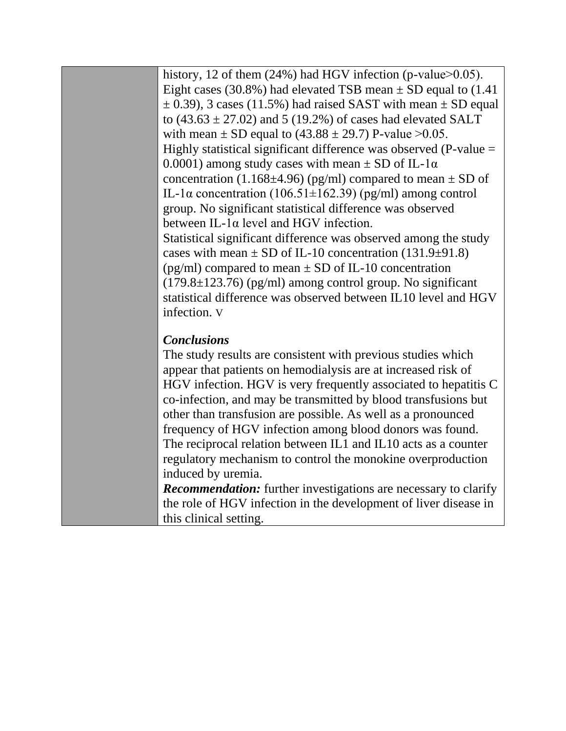history, 12 of them (24%) had HGV infection (p-value>0.05). Eight cases (30.8%) had elevated TSB mean ± SD equal to (1.41 ± 0.39), 3 cases (11.5%) had raised SAST with mean ± SD equal to (43.63 ± 27.02) and 5 (19.2%) of cases had elevated SALT with mean ± SD equal to (43.88 ± 29.7) P-value >0.05.
Highly statistical significant difference was observed (P-value = 0.0001) among study cases with mean ± SD of IL-1α concentration (1.168±4.96) (pg/ml) compared to mean ± SD of IL-1α concentration (106.51±162.39) (pg/ml) among control group. No significant statistical difference was observed between IL-1α level and HGV infection.
Statistical significant difference was observed among the study cases with mean ± SD of IL-10 concentration (131.9±91.8) (pg/ml) compared to mean ± SD of IL-10 concentration (179.8±123.76) (pg/ml) among control group. No significant statistical difference was observed between IL10 level and HGV infection. V

***Conclusions***

The study results are consistent with previous studies which appear that patients on hemodialysis are at increased risk of HGV infection. HGV is very frequently associated to hepatitis C co-infection, and may be transmitted by blood transfusions but other than transfusion are possible. As well as a pronounced frequency of HGV infection among blood donors was found. The reciprocal relation between IL1 and IL10 acts as a counter regulatory mechanism to control the monokine overproduction induced by uremia.

***Recommendation:*** further investigations are necessary to clarify the role of HGV infection in the development of liver disease in this clinical setting.